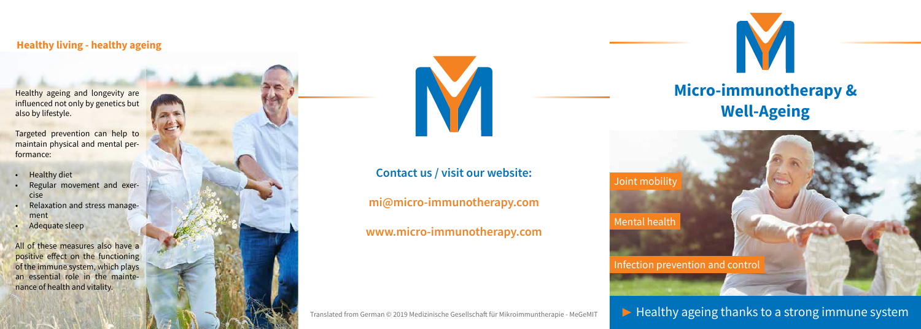## Healthy living - healthy ageing

Healthy ageing and longevity are influenced not only by genetics but also by lifestyle.

Targeted prevention can help to maintain physical and mental performance:

- Healthy diet
- Regular movement and exercise
- Relaxation and stress management
- Adequate sleep

All of these measures also have a positive effect on the functioning of the immune system, which plays an essential role in the maintenance of health and vitality.

**Contact us / visit our website:**

**mi@micro-immunotherapy.com**

**www.micro-immunotherapy.com**

Translated from German © 2019 Medizinische Gesellschaft für Mikroimmuntherapie - MeGeMIT

# Micro-immunotherapy & Well-Ageing

Joint mobility

Mental health

Infection prevention and control

► Healthy ageing thanks to a strong immune system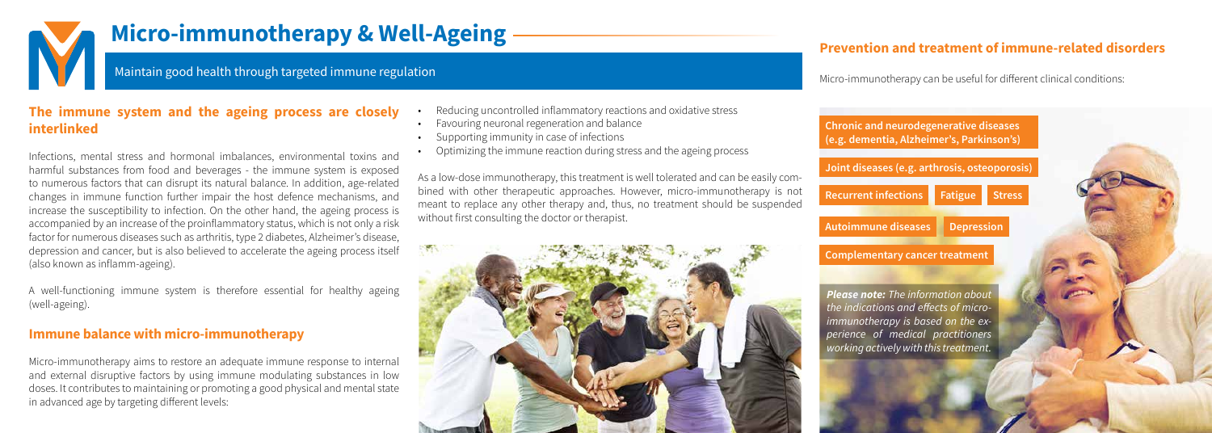# Micro-immunotherapy & Well-Ageing

Maintain good health through targeted immune regulation

## The immune system and the ageing process are closely interlinked

Infections, mental stress and hormonal imbalances, environmental toxins and harmful substances from food and beverages - the immune system is exposed to numerous factors that can disrupt its natural balance. In addition, age-related changes in immune function further impair the host defence mechanisms, and increase the susceptibility to infection. On the other hand, the ageing process is accompanied by an increase of the proinflammatory status, which is not only a risk factor for numerous diseases such as arthritis, type 2 diabetes, Alzheimer's disease, depression and cancer, but is also believed to accelerate the ageing process itself (also known as inflamm-ageing).

A well-functioning immune system is therefore essential for healthy ageing (well-ageing).

## Immune balance with micro-immunotherapy

Micro-immunotherapy aims to restore an adequate immune response to internal and external disruptive factors by using immune modulating substances in low doses. It contributes to maintaining or promoting a good physical and mental state in advanced age by targeting different levels:

- Reducing uncontrolled inflammatory reactions and oxidative stress
- Favouring neuronal regeneration and balance
- Supporting immunity in case of infections
- Optimizing the immune reaction during stress and the ageing process

As a low-dose immunotherapy, this treatment is well tolerated and can be easily combined with other therapeutic approaches. However, micro-immunotherapy is not meant to replace any other therapy and, thus, no treatment should be suspended without first consulting the doctor or therapist.

## Prevention and treatment of immune-related disorders

Micro-immunotherapy can be useful for different clinical conditions:

- **Chronic and neurodegenerative diseases (e.g. dementia, Alzheimer's, Parkinson's)**
- **Joint diseases (e.g. arthrosis, osteoporosis)**
- **Recurrent infections**
- **Fatigue**
- **Stress**
- **Autoimmune diseases**
- **Depression**
- **Complementary cancer treatment**

***Please note:*** *The information about the indications and effects of micro-immunotherapy is based on the experience of medical practitioners working actively with this treatment.*